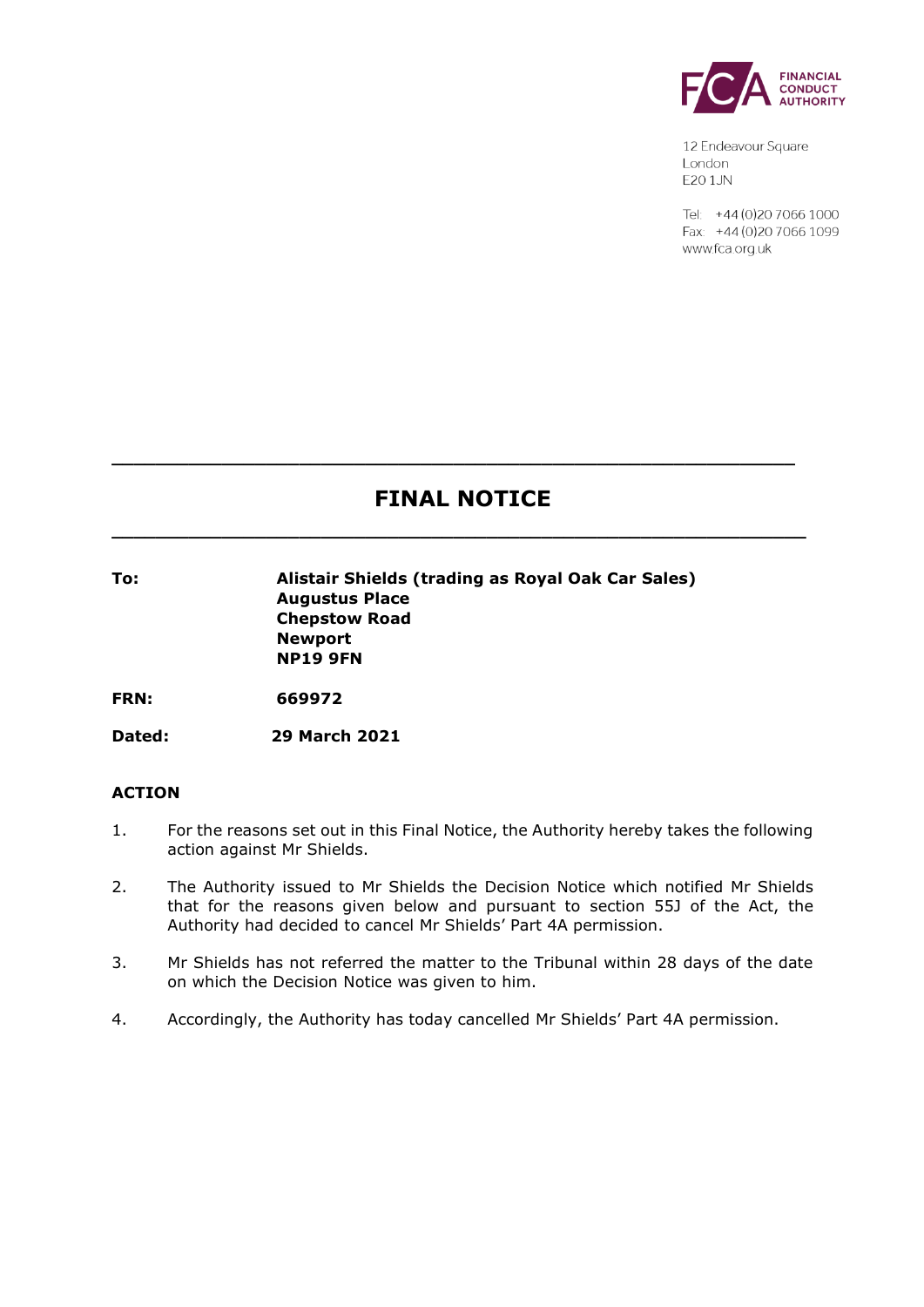FINANCIAL CONDUCT AUTHORITY

12 Endeavour Square
London
E20 1JN

Tel: +44 (0)20 7066 1000
Fax: +44 (0)20 7066 1099
www.fca.org.uk

---

# FINAL NOTICE

---

**To:** **Alistair Shields (trading as Royal Oak Car Sales)**
**Augustus Place**
**Chepstow Road**
**Newport**
**NP19 9FN**

**FRN:** **669972**

**Dated:** **29 March 2021**

## ACTION

1. For the reasons set out in this Final Notice, the Authority hereby takes the following action against Mr Shields.

2. The Authority issued to Mr Shields the Decision Notice which notified Mr Shields that for the reasons given below and pursuant to section 55J of the Act, the Authority had decided to cancel Mr Shields' Part 4A permission.

3. Mr Shields has not referred the matter to the Tribunal within 28 days of the date on which the Decision Notice was given to him.

4. Accordingly, the Authority has today cancelled Mr Shields' Part 4A permission.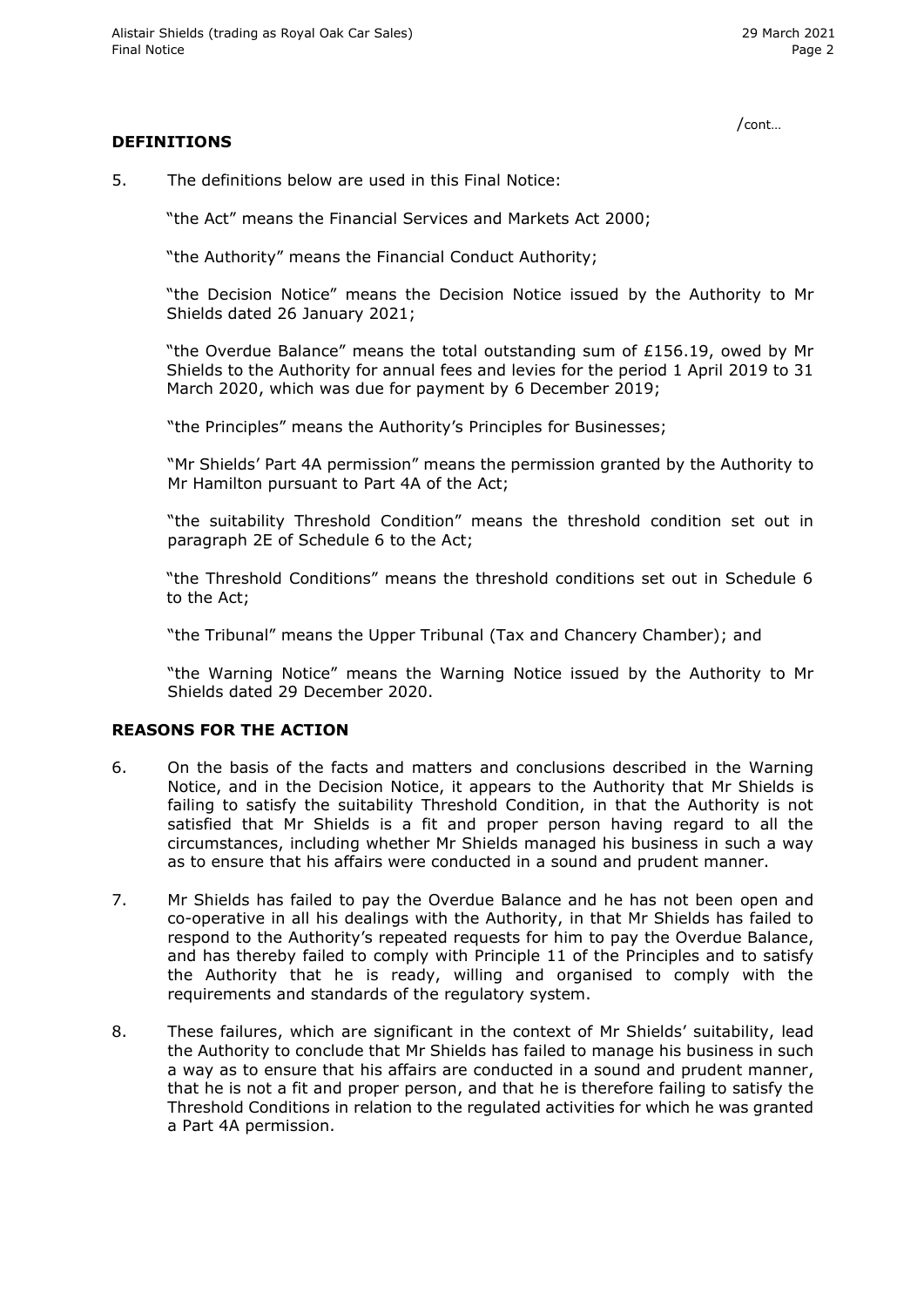/cont…

## DEFINITIONS

5. The definitions below are used in this Final Notice:

   "the Act" means the Financial Services and Markets Act 2000;

   "the Authority" means the Financial Conduct Authority;

   "the Decision Notice" means the Decision Notice issued by the Authority to Mr Shields dated 26 January 2021;

   "the Overdue Balance" means the total outstanding sum of £156.19, owed by Mr Shields to the Authority for annual fees and levies for the period 1 April 2019 to 31 March 2020, which was due for payment by 6 December 2019;

   "the Principles" means the Authority's Principles for Businesses;

   "Mr Shields' Part 4A permission" means the permission granted by the Authority to Mr Hamilton pursuant to Part 4A of the Act;

   "the suitability Threshold Condition" means the threshold condition set out in paragraph 2E of Schedule 6 to the Act;

   "the Threshold Conditions" means the threshold conditions set out in Schedule 6 to the Act;

   "the Tribunal" means the Upper Tribunal (Tax and Chancery Chamber); and

   "the Warning Notice" means the Warning Notice issued by the Authority to Mr Shields dated 29 December 2020.

## REASONS FOR THE ACTION

6. On the basis of the facts and matters and conclusions described in the Warning Notice, and in the Decision Notice, it appears to the Authority that Mr Shields is failing to satisfy the suitability Threshold Condition, in that the Authority is not satisfied that Mr Shields is a fit and proper person having regard to all the circumstances, including whether Mr Shields managed his business in such a way as to ensure that his affairs were conducted in a sound and prudent manner.

7. Mr Shields has failed to pay the Overdue Balance and he has not been open and co-operative in all his dealings with the Authority, in that Mr Shields has failed to respond to the Authority's repeated requests for him to pay the Overdue Balance, and has thereby failed to comply with Principle 11 of the Principles and to satisfy the Authority that he is ready, willing and organised to comply with the requirements and standards of the regulatory system.

8. These failures, which are significant in the context of Mr Shields' suitability, lead the Authority to conclude that Mr Shields has failed to manage his business in such a way as to ensure that his affairs are conducted in a sound and prudent manner, that he is not a fit and proper person, and that he is therefore failing to satisfy the Threshold Conditions in relation to the regulated activities for which he was granted a Part 4A permission.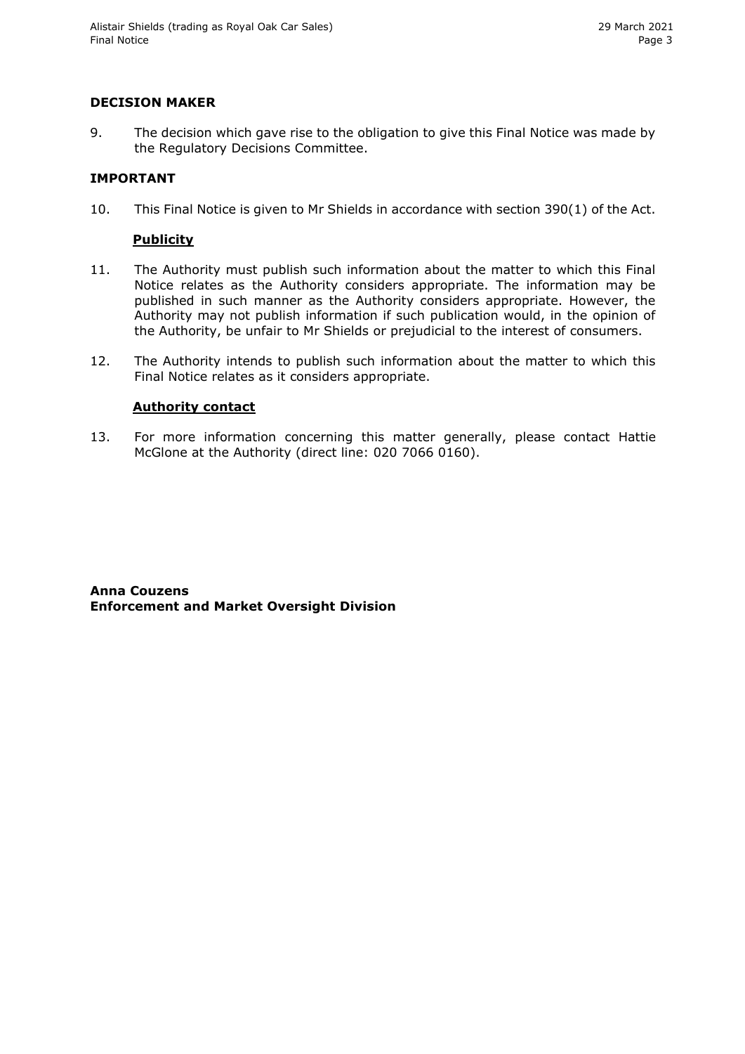## DECISION MAKER

9. The decision which gave rise to the obligation to give this Final Notice was made by the Regulatory Decisions Committee.

## IMPORTANT

10. This Final Notice is given to Mr Shields in accordance with section 390(1) of the Act.

### Publicity

11. The Authority must publish such information about the matter to which this Final Notice relates as the Authority considers appropriate. The information may be published in such manner as the Authority considers appropriate. However, the Authority may not publish information if such publication would, in the opinion of the Authority, be unfair to Mr Shields or prejudicial to the interest of consumers.

12. The Authority intends to publish such information about the matter to which this Final Notice relates as it considers appropriate.

### Authority contact

13. For more information concerning this matter generally, please contact Hattie McGlone at the Authority (direct line: 020 7066 0160).

**Anna Couzens**
**Enforcement and Market Oversight Division**